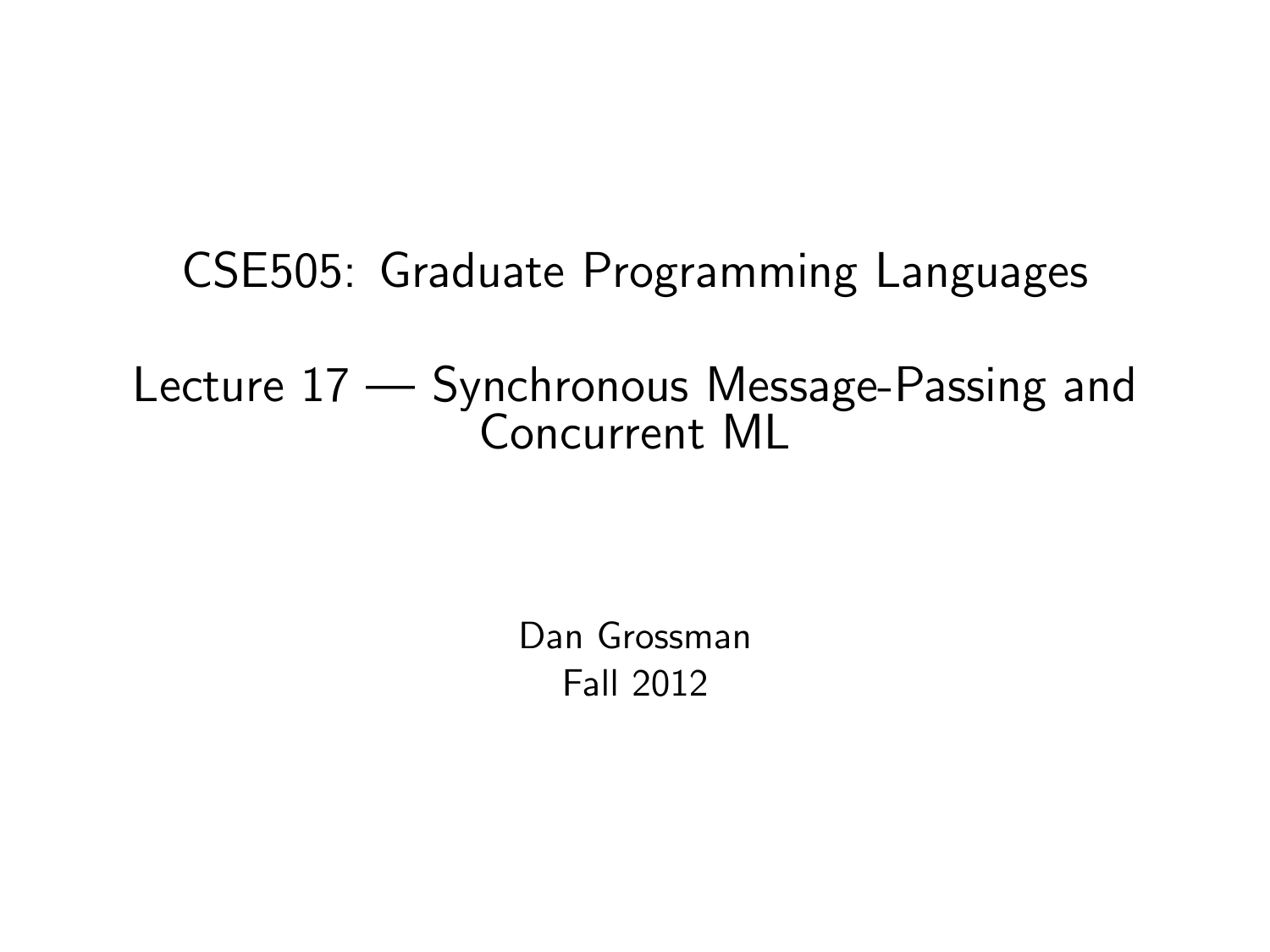# CSE505: Graduate Programming Languages

## Lecture 17 — Synchronous Message-Passing and Concurrent ML

Dan Grossman
Fall 2012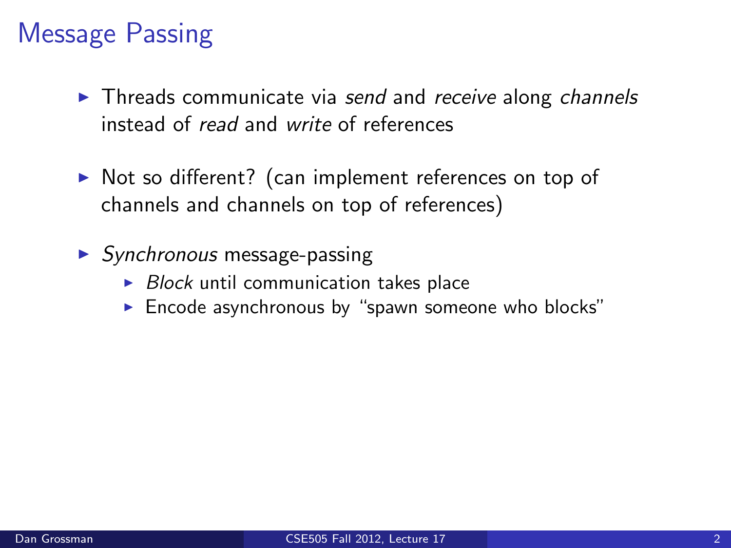# Message Passing

- Threads communicate via *send* and *receive* along *channels* instead of *read* and *write* of references
- Not so different? (can implement references on top of channels and channels on top of references)
- *Synchronous* message-passing
  - *Block* until communication takes place
  - Encode asynchronous by "spawn someone who blocks"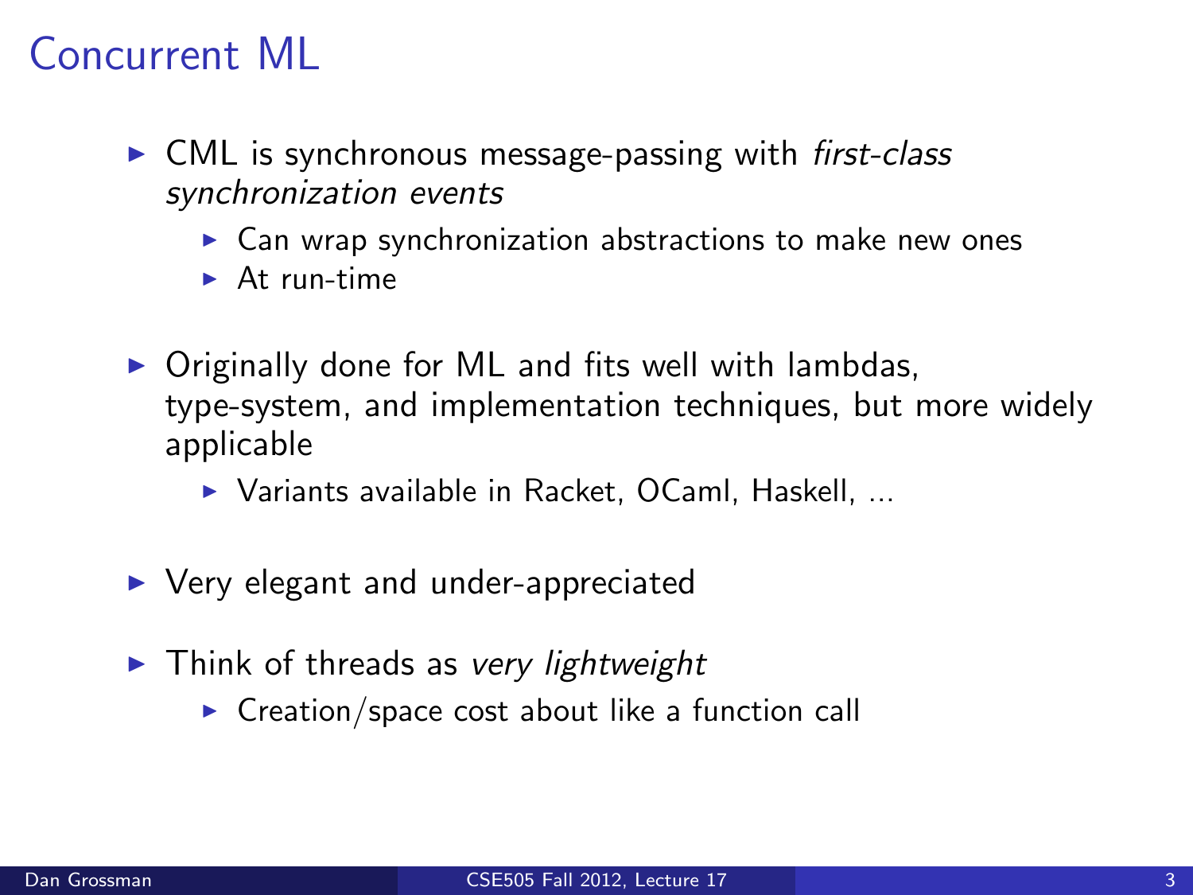# Concurrent ML

- CML is synchronous message-passing with *first-class synchronization events*
  - Can wrap synchronization abstractions to make new ones
  - At run-time
- Originally done for ML and fits well with lambdas, type-system, and implementation techniques, but more widely applicable
  - Variants available in Racket, OCaml, Haskell, ...
- Very elegant and under-appreciated
- Think of threads as *very lightweight*
  - Creation/space cost about like a function call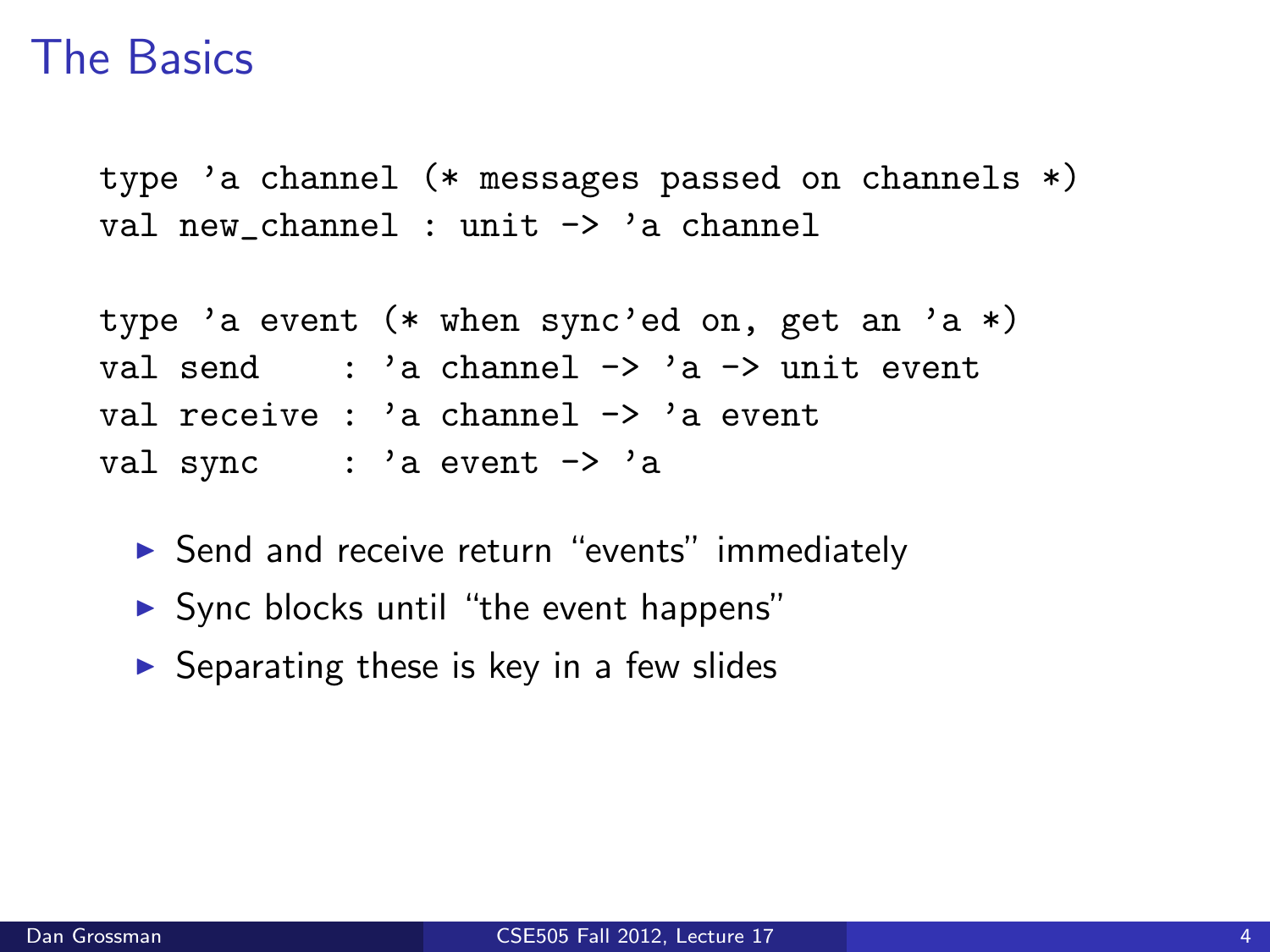# The Basics

```
type 'a channel (* messages passed on channels *)
val new_channel : unit -> 'a channel

type 'a event (* when sync'ed on, get an 'a *)
val send    : 'a channel -> 'a -> unit event
val receive : 'a channel -> 'a event
val sync    : 'a event -> 'a
```

- Send and receive return "events" immediately
- Sync blocks until "the event happens"
- Separating these is key in a few slides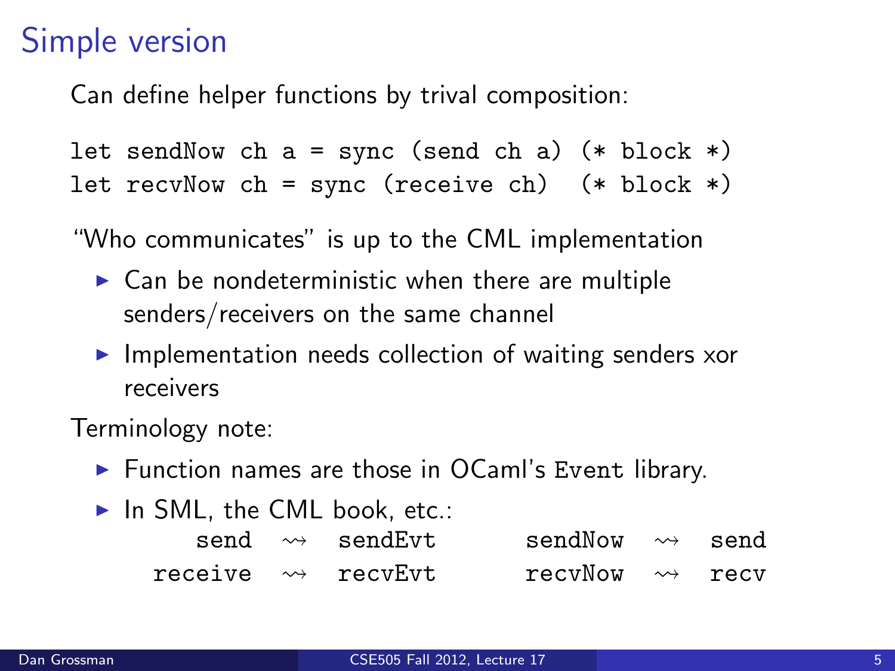# Simple version

Can define helper functions by trival composition:

```
let sendNow ch a = sync (send ch a) (* block *)
let recvNow ch = sync (receive ch)  (* block *)
```

"Who communicates" is up to the CML implementation

- Can be nondeterministic when there are multiple senders/receivers on the same channel
- Implementation needs collection of waiting senders xor receivers

Terminology note:

- Function names are those in OCaml's `Event` library.
- In SML, the CML book, etc.:

| | | | | | |
|---|---|---|---|---|---|
| `send` | $\rightsquigarrow$ | `sendEvt` | `sendNow` | $\rightsquigarrow$ | `send` |
| `receive` | $\rightsquigarrow$ | `recvEvt` | `recvNow` | $\rightsquigarrow$ | `recv` |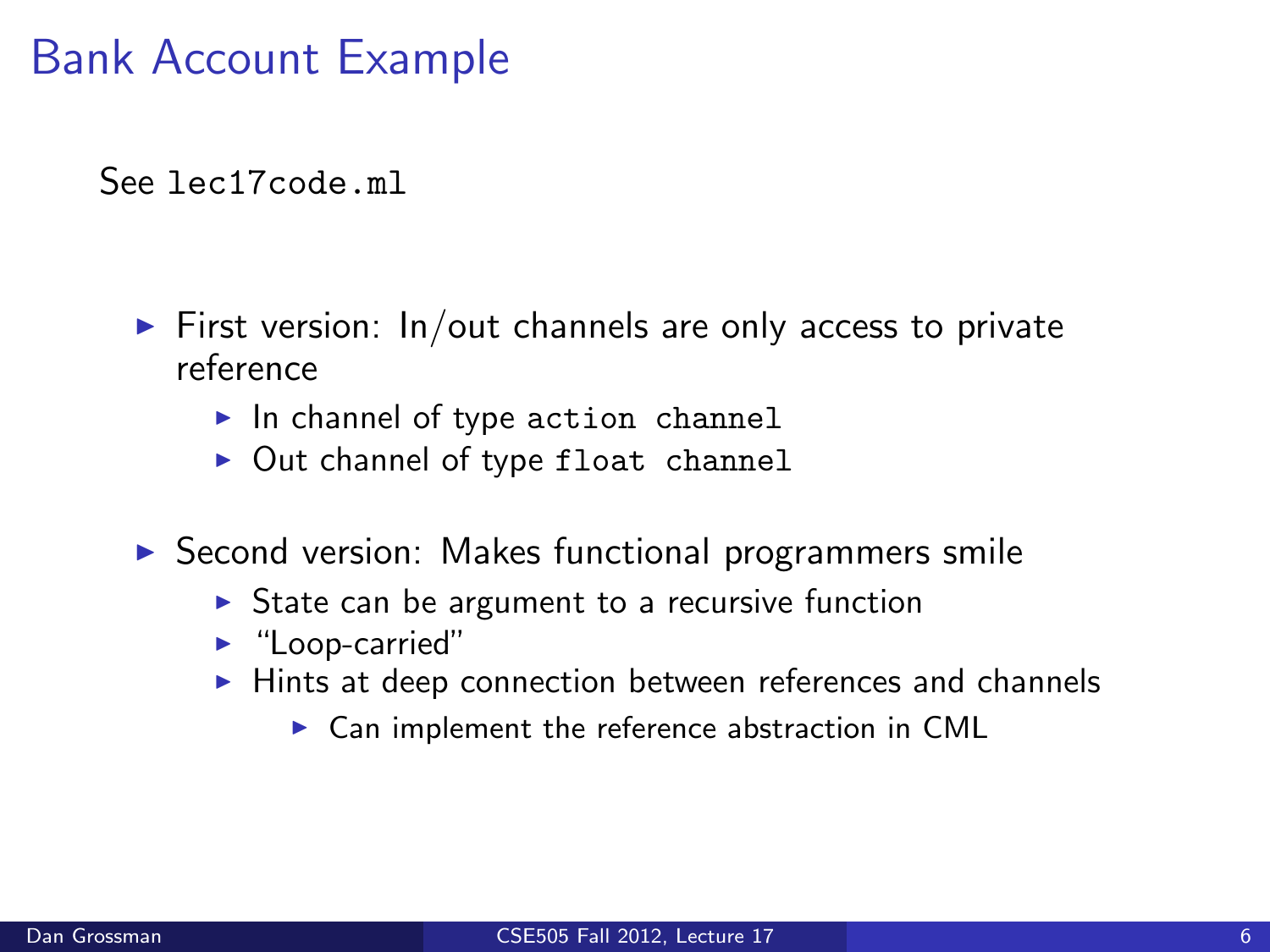# Bank Account Example

See `lec17code.ml`

- First version: In/out channels are only access to private reference
  - In channel of type `action channel`
  - Out channel of type `float channel`
- Second version: Makes functional programmers smile
  - State can be argument to a recursive function
  - "Loop-carried"
  - Hints at deep connection between references and channels
    - Can implement the reference abstraction in CML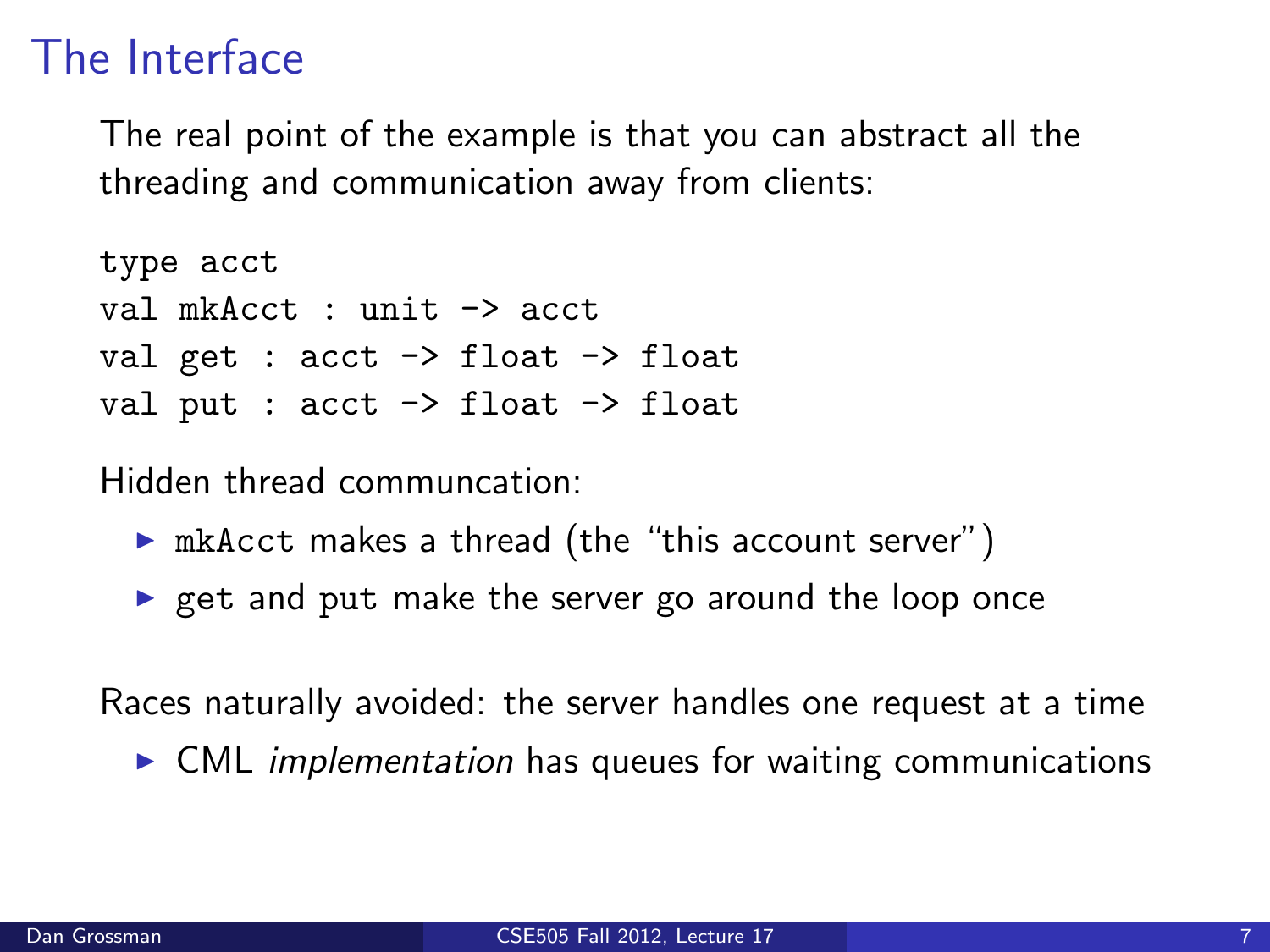# The Interface

The real point of the example is that you can abstract all the threading and communication away from clients:

```
type acct
val mkAcct : unit -> acct
val get : acct -> float -> float
val put : acct -> float -> float
```

Hidden thread communcation:

- `mkAcct` makes a thread (the "this account server")
- `get` and `put` make the server go around the loop once

Races naturally avoided: the server handles one request at a time

- CML *implementation* has queues for waiting communications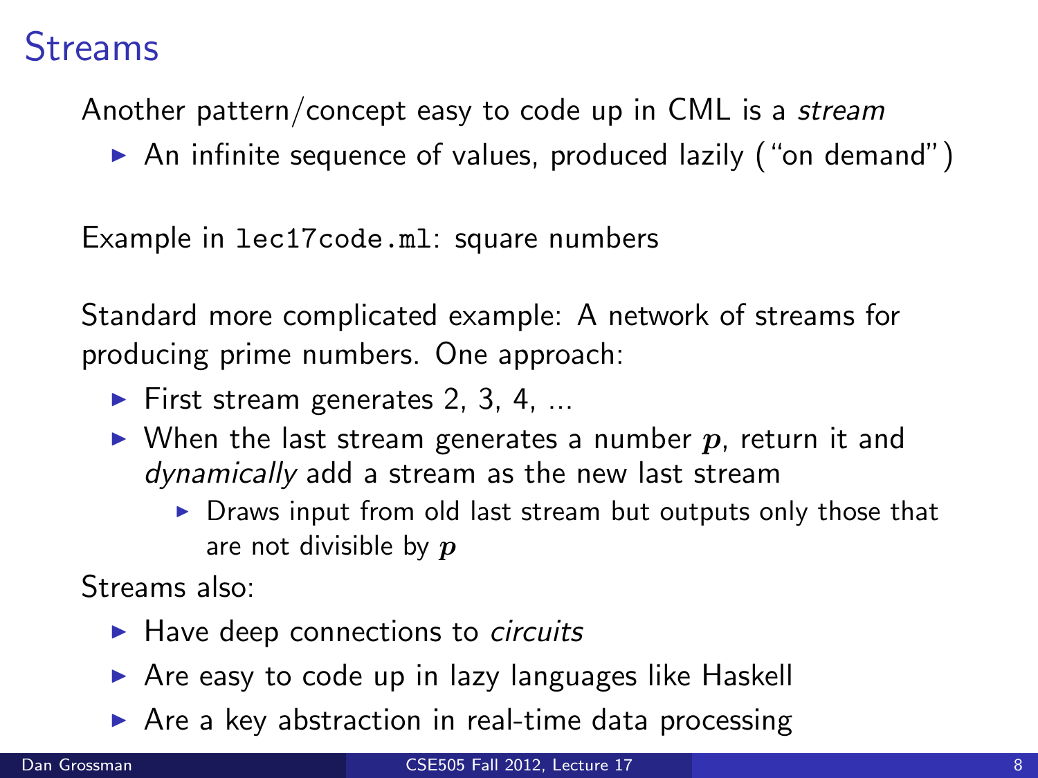# Streams

Another pattern/concept easy to code up in CML is a *stream*

- An infinite sequence of values, produced lazily ("on demand")

Example in `lec17code.ml`: square numbers

Standard more complicated example: A network of streams for producing prime numbers. One approach:

- First stream generates 2, 3, 4, ...
- When the last stream generates a number $p$, return it and *dynamically* add a stream as the new last stream
  - Draws input from old last stream but outputs only those that are not divisible by $p$

Streams also:

- Have deep connections to *circuits*
- Are easy to code up in lazy languages like Haskell
- Are a key abstraction in real-time data processing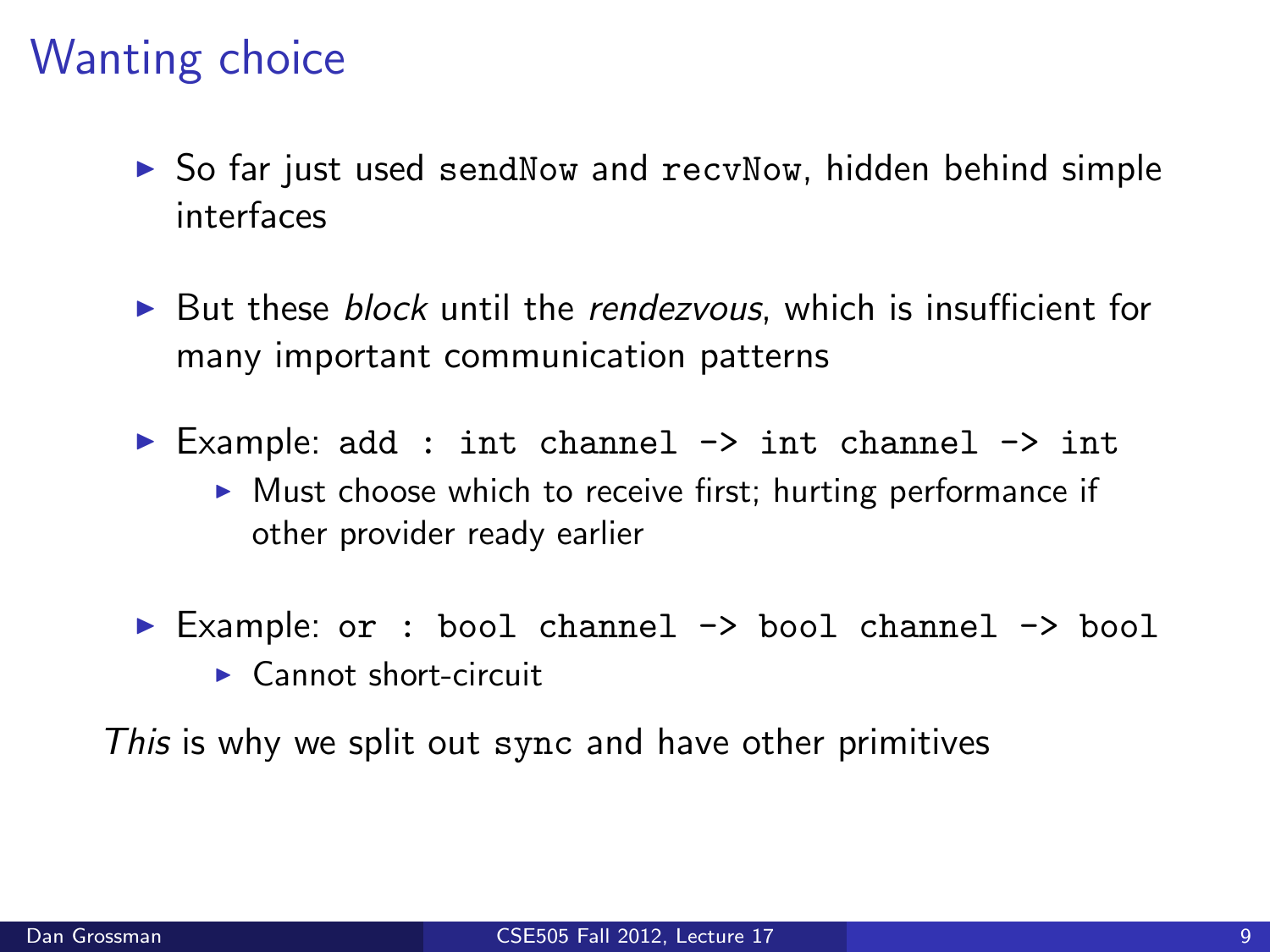# Wanting choice

- So far just used `sendNow` and `recvNow`, hidden behind simple interfaces
- But these *block* until the *rendezvous*, which is insufficient for many important communication patterns
- Example: `add : int channel -> int channel -> int`
  - Must choose which to receive first; hurting performance if other provider ready earlier
- Example: `or : bool channel -> bool channel -> bool`
  - Cannot short-circuit

*This* is why we split out `sync` and have other primitives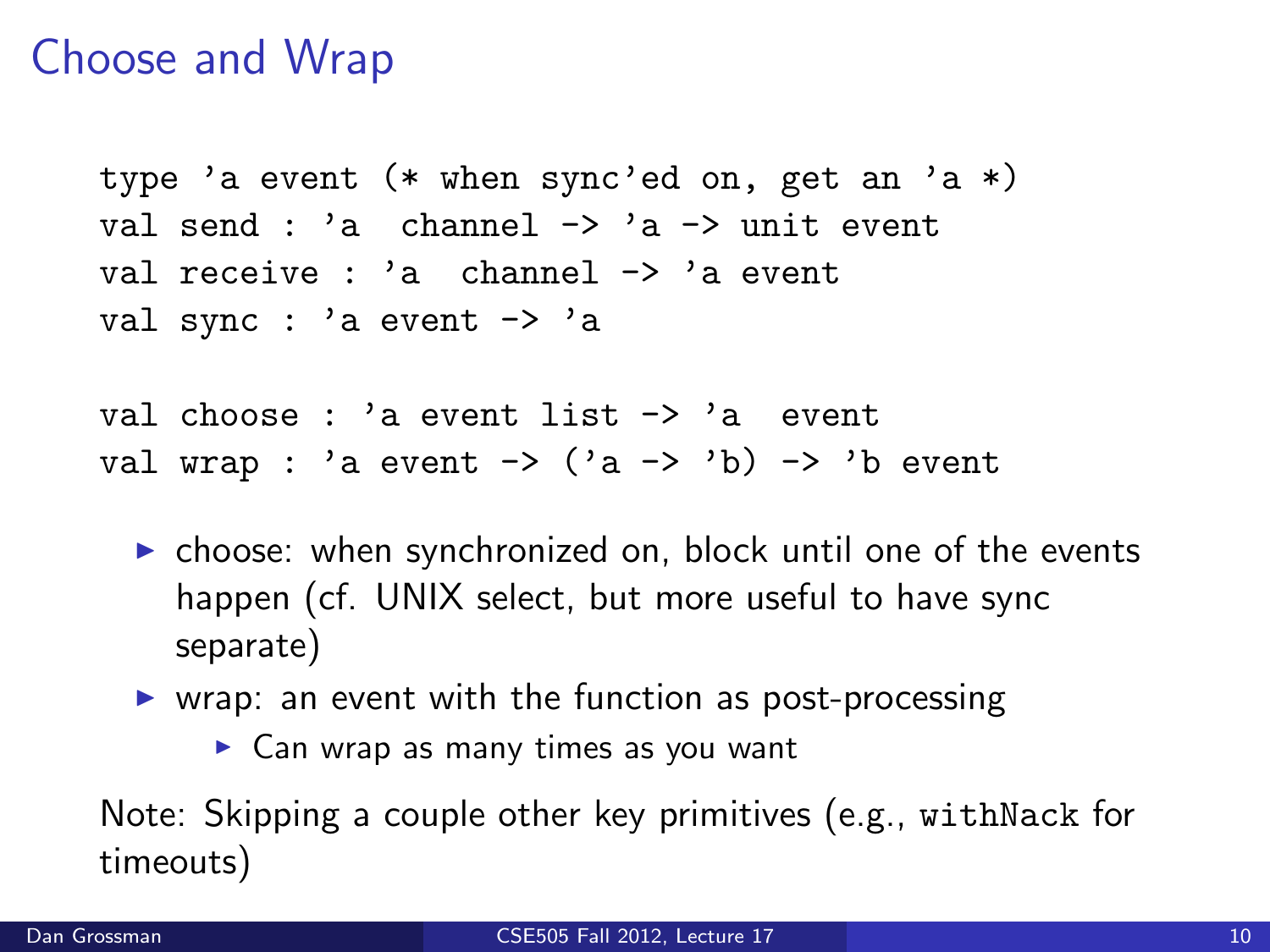# Choose and Wrap

```
type 'a event (* when sync'ed on, get an 'a *)
val send : 'a  channel -> 'a -> unit event
val receive : 'a  channel -> 'a event
val sync : 'a event -> 'a

val choose : 'a event list -> 'a  event
val wrap : 'a event -> ('a -> 'b) -> 'b event
```

- choose: when synchronized on, block until one of the events happen (cf. UNIX select, but more useful to have sync separate)
- wrap: an event with the function as post-processing
  - Can wrap as many times as you want

Note: Skipping a couple other key primitives (e.g., `withNack` for timeouts)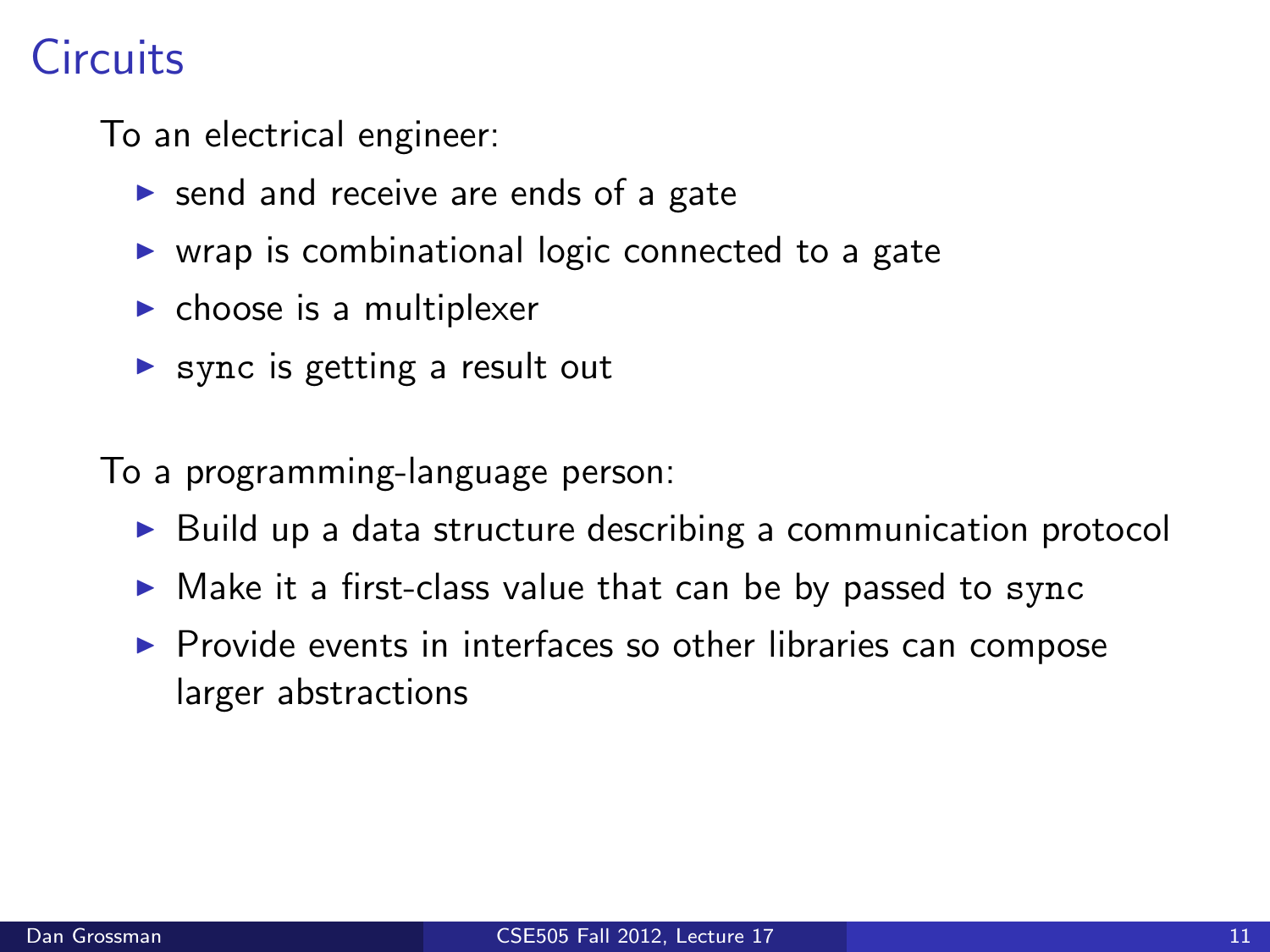# Circuits

To an electrical engineer:

- send and receive are ends of a gate
- wrap is combinational logic connected to a gate
- choose is a multiplexer
- `sync` is getting a result out

To a programming-language person:

- Build up a data structure describing a communication protocol
- Make it a first-class value that can be by passed to `sync`
- Provide events in interfaces so other libraries can compose larger abstractions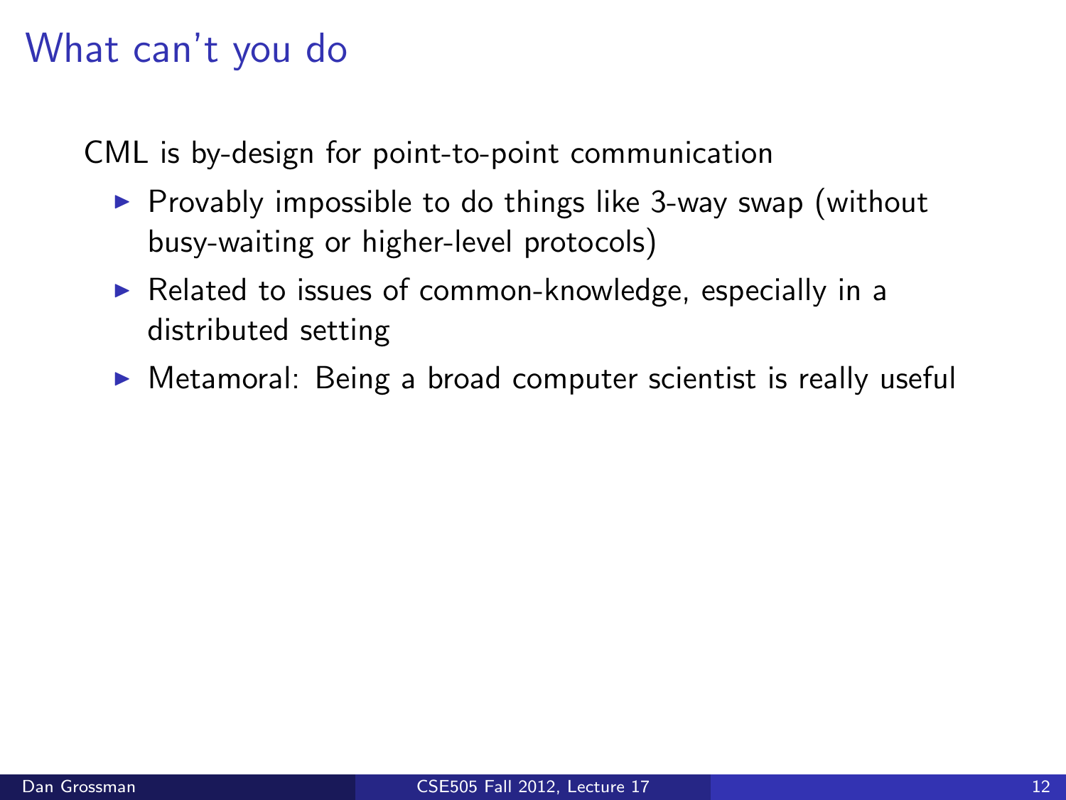# What can't you do

CML is by-design for point-to-point communication

- Provably impossible to do things like 3-way swap (without busy-waiting or higher-level protocols)
- Related to issues of common-knowledge, especially in a distributed setting
- Metamoral: Being a broad computer scientist is really useful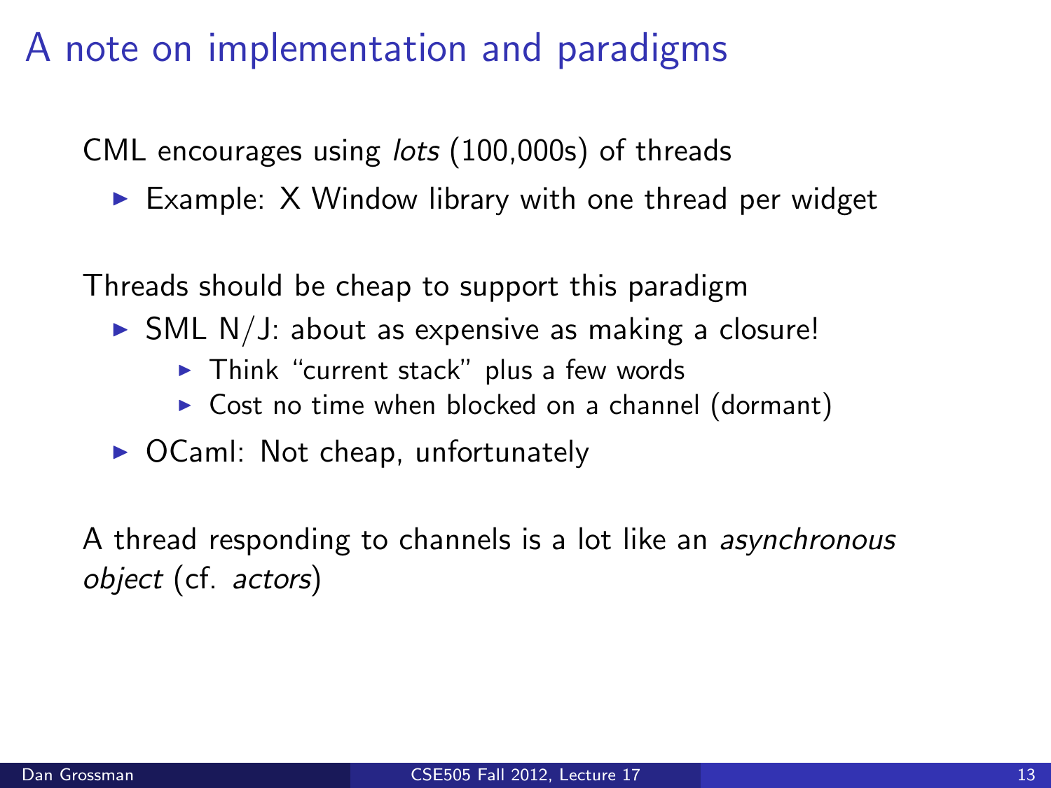# A note on implementation and paradigms

CML encourages using *lots* (100,000s) of threads

- Example: X Window library with one thread per widget

Threads should be cheap to support this paradigm

- SML N/J: about as expensive as making a closure!
  - Think "current stack" plus a few words
  - Cost no time when blocked on a channel (dormant)
- OCaml: Not cheap, unfortunately

A thread responding to channels is a lot like an *asynchronous object* (cf. *actors*)